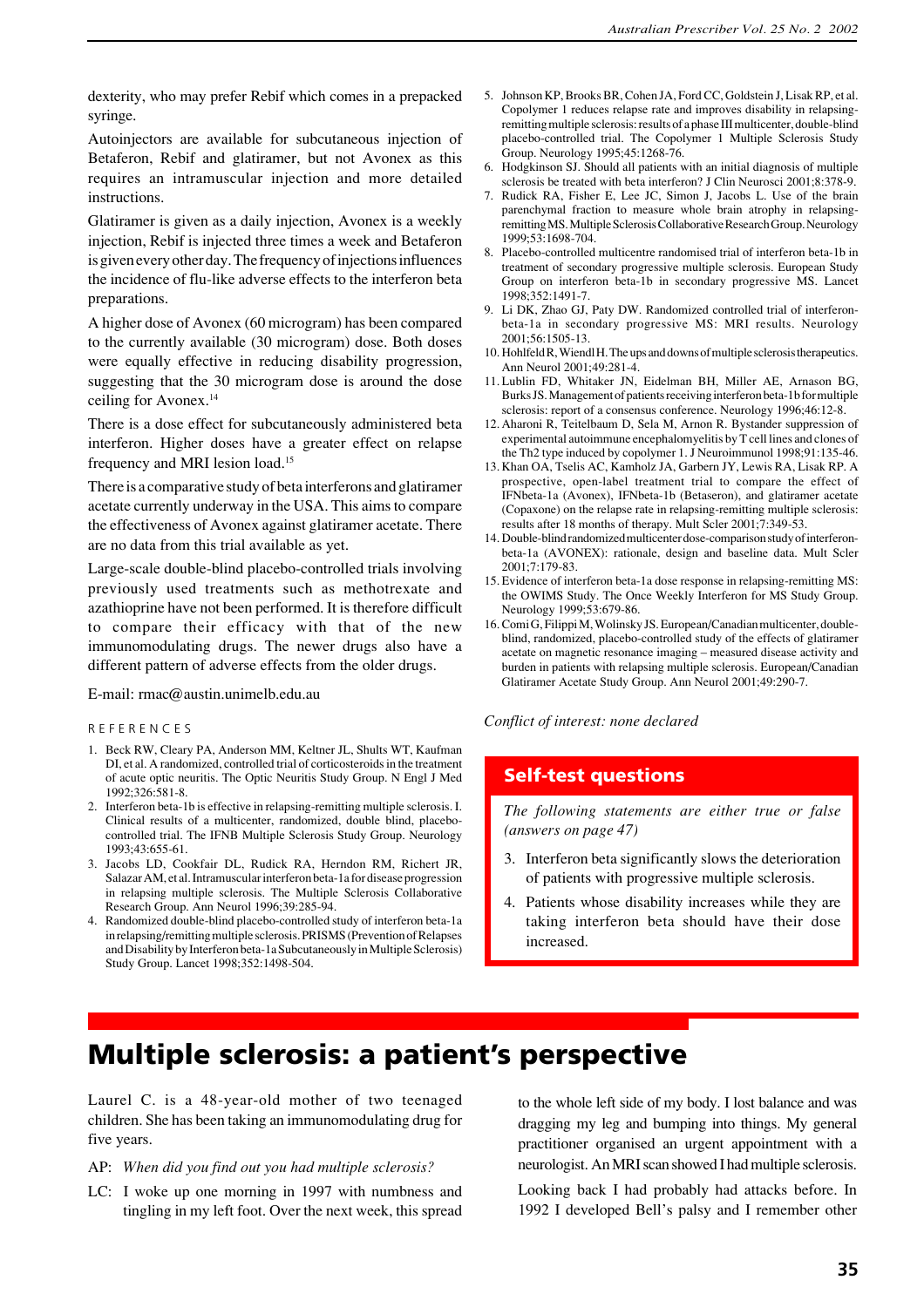dexterity, who may prefer Rebif which comes in a prepacked syringe.

Autoinjectors are available for subcutaneous injection of Betaferon, Rebif and glatiramer, but not Avonex as this requires an intramuscular injection and more detailed instructions.

Glatiramer is given as a daily injection, Avonex is a weekly injection, Rebif is injected three times a week and Betaferon is given every other day. The frequency of injections influences the incidence of flu-like adverse effects to the interferon beta preparations.

A higher dose of Avonex (60 microgram) has been compared to the currently available (30 microgram) dose. Both doses were equally effective in reducing disability progression, suggesting that the 30 microgram dose is around the dose ceiling for Avonex.[14]

There is a dose effect for subcutaneously administered beta interferon. Higher doses have a greater effect on relapse frequency and MRI lesion load.[15]

There is a comparative study of beta interferons and glatiramer acetate currently underway in the USA. This aims to compare the effectiveness of Avonex against glatiramer acetate. There are no data from this trial available as yet.

Large-scale double-blind placebo-controlled trials involving previously used treatments such as methotrexate and azathioprine have not been performed. It is therefore difficult to compare their efficacy with that of the new immunomodulating drugs. The newer drugs also have a different pattern of adverse effects from the older drugs.

E-mail: rmac@austin.unimelb.edu.au

## REFERENCES

1. Beck RW, Cleary PA, Anderson MM, Keltner JL, Shults WT, Kaufman DI, et al. A randomized, controlled trial of corticosteroids in the treatment of acute optic neuritis. The Optic Neuritis Study Group. N Engl J Med 1992;326:581-8.
2. Interferon beta-1b is effective in relapsing-remitting multiple sclerosis. I. Clinical results of a multicenter, randomized, double blind, placebo-controlled trial. The IFNB Multiple Sclerosis Study Group. Neurology 1993;43:655-61.
3. Jacobs LD, Cookfair DL, Rudick RA, Herndon RM, Richert JR, Salazar AM, et al. Intramuscular interferon beta-1a for disease progression in relapsing multiple sclerosis. The Multiple Sclerosis Collaborative Research Group. Ann Neurol 1996;39:285-94.
4. Randomized double-blind placebo-controlled study of interferon beta-1a in relapsing/remitting multiple sclerosis. PRISMS (Prevention of Relapses and Disability by Interferon beta-1a Subcutaneously in Multiple Sclerosis) Study Group. Lancet 1998;352:1498-504.
5. Johnson KP, Brooks BR, Cohen JA, Ford CC, Goldstein J, Lisak RP, et al. Copolymer 1 reduces relapse rate and improves disability in relapsing-remitting multiple sclerosis: results of a phase III multicenter, double-blind placebo-controlled trial. The Copolymer 1 Multiple Sclerosis Study Group. Neurology 1995;45:1268-76.
6. Hodgkinson SJ. Should all patients with an initial diagnosis of multiple sclerosis be treated with beta interferon? J Clin Neurosci 2001;8:378-9.
7. Rudick RA, Fisher E, Lee JC, Simon J, Jacobs L. Use of the brain parenchymal fraction to measure whole brain atrophy in relapsing-remitting MS. Multiple Sclerosis Collaborative Research Group. Neurology 1999;53:1698-704.
8. Placebo-controlled multicentre randomised trial of interferon beta-1b in treatment of secondary progressive multiple sclerosis. European Study Group on interferon beta-1b in secondary progressive MS. Lancet 1998;352:1491-7.
9. Li DK, Zhao GJ, Paty DW. Randomized controlled trial of interferon-beta-1a in secondary progressive MS: MRI results. Neurology 2001;56:1505-13.
10. Hohlfeld R, Wiendl H. The ups and downs of multiple sclerosis therapeutics. Ann Neurol 2001;49:281-4.
11. Lublin FD, Whitaker JN, Eidelman BH, Miller AE, Arnason BG, Burks JS. Management of patients receiving interferon beta-1b for multiple sclerosis: report of a consensus conference. Neurology 1996;46:12-8.
12. Aharoni R, Teitelbaum D, Sela M, Arnon R. Bystander suppression of experimental autoimmune encephalomyelitis by T cell lines and clones of the Th2 type induced by copolymer 1. J Neuroimmunol 1998;91:135-46.
13. Khan OA, Tselis AC, Kamholz JA, Garbern JY, Lewis RA, Lisak RP. A prospective, open-label treatment trial to compare the effect of IFNbeta-1a (Avonex), IFNbeta-1b (Betaseron), and glatiramer acetate (Copaxone) on the relapse rate in relapsing-remitting multiple sclerosis: results after 18 months of therapy. Mult Scler 2001;7:349-53.
14. Double-blind randomized multicenter dose-comparison study of interferon-beta-1a (AVONEX): rationale, design and baseline data. Mult Scler 2001;7:179-83.
15. Evidence of interferon beta-1a dose response in relapsing-remitting MS: the OWIMS Study. The Once Weekly Interferon for MS Study Group. Neurology 1999;53:679-86.
16. Comi G, Filippi M, Wolinsky JS. European/Canadian multicenter, double-blind, randomized, placebo-controlled study of the effects of glatiramer acetate on magnetic resonance imaging – measured disease activity and burden in patients with relapsing multiple sclerosis. European/Canadian Glatiramer Acetate Study Group. Ann Neurol 2001;49:290-7.

*Conflict of interest: none declared*

## Self-test questions

*The following statements are either true or false (answers on page 47)*

3. Interferon beta significantly slows the deterioration of patients with progressive multiple sclerosis.
4. Patients whose disability increases while they are taking interferon beta should have their dose increased.

# Multiple sclerosis: a patient's perspective

Laurel C. is a 48-year-old mother of two teenaged children. She has been taking an immunomodulating drug for five years.

AP: *When did you find out you had multiple sclerosis?*

LC: I woke up one morning in 1997 with numbness and tingling in my left foot. Over the next week, this spread to the whole left side of my body. I lost balance and was dragging my leg and bumping into things. My general practitioner organised an urgent appointment with a neurologist. An MRI scan showed I had multiple sclerosis.

Looking back I had probably had attacks before. In 1992 I developed Bell's palsy and I remember other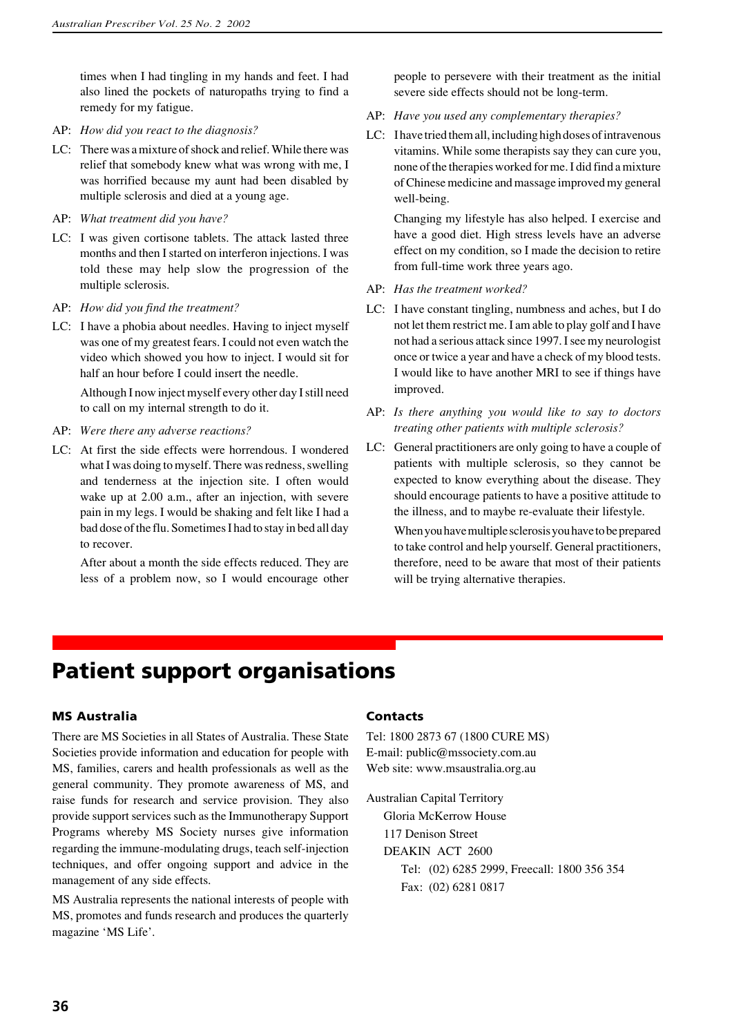times when I had tingling in my hands and feet. I had also lined the pockets of naturopaths trying to find a remedy for my fatigue.

AP: *How did you react to the diagnosis?*

LC: There was a mixture of shock and relief. While there was relief that somebody knew what was wrong with me, I was horrified because my aunt had been disabled by multiple sclerosis and died at a young age.

AP: *What treatment did you have?*

LC: I was given cortisone tablets. The attack lasted three months and then I started on interferon injections. I was told these may help slow the progression of the multiple sclerosis.

AP: *How did you find the treatment?*

LC: I have a phobia about needles. Having to inject myself was one of my greatest fears. I could not even watch the video which showed you how to inject. I would sit for half an hour before I could insert the needle.

Although I now inject myself every other day I still need to call on my internal strength to do it.

AP: *Were there any adverse reactions?*

LC: At first the side effects were horrendous. I wondered what I was doing to myself. There was redness, swelling and tenderness at the injection site. I often would wake up at 2.00 a.m., after an injection, with severe pain in my legs. I would be shaking and felt like I had a bad dose of the flu. Sometimes I had to stay in bed all day to recover.

After about a month the side effects reduced. They are less of a problem now, so I would encourage other people to persevere with their treatment as the initial severe side effects should not be long-term.

AP: *Have you used any complementary therapies?*

LC: I have tried them all, including high doses of intravenous vitamins. While some therapists say they can cure you, none of the therapies worked for me. I did find a mixture of Chinese medicine and massage improved my general well-being.

Changing my lifestyle has also helped. I exercise and have a good diet. High stress levels have an adverse effect on my condition, so I made the decision to retire from full-time work three years ago.

AP: *Has the treatment worked?*

LC: I have constant tingling, numbness and aches, but I do not let them restrict me. I am able to play golf and I have not had a serious attack since 1997. I see my neurologist once or twice a year and have a check of my blood tests. I would like to have another MRI to see if things have improved.

AP: *Is there anything you would like to say to doctors treating other patients with multiple sclerosis?*

LC: General practitioners are only going to have a couple of patients with multiple sclerosis, so they cannot be expected to know everything about the disease. They should encourage patients to have a positive attitude to the illness, and to maybe re-evaluate their lifestyle.

When you have multiple sclerosis you have to be prepared to take control and help yourself. General practitioners, therefore, need to be aware that most of their patients will be trying alternative therapies.

# Patient support organisations

### MS Australia

There are MS Societies in all States of Australia. These State Societies provide information and education for people with MS, families, carers and health professionals as well as the general community. They promote awareness of MS, and raise funds for research and service provision. They also provide support services such as the Immunotherapy Support Programs whereby MS Society nurses give information regarding the immune-modulating drugs, teach self-injection techniques, and offer ongoing support and advice in the management of any side effects.

MS Australia represents the national interests of people with MS, promotes and funds research and produces the quarterly magazine 'MS Life'.

### Contacts

Tel: 1800 2873 67 (1800 CURE MS)
E-mail: public@mssociety.com.au
Web site: www.msaustralia.org.au

Australian Capital Territory
Gloria McKerrow House
117 Denison Street
DEAKIN ACT 2600
Tel: (02) 6285 2999, Freecall: 1800 356 354
Fax: (02) 6281 0817